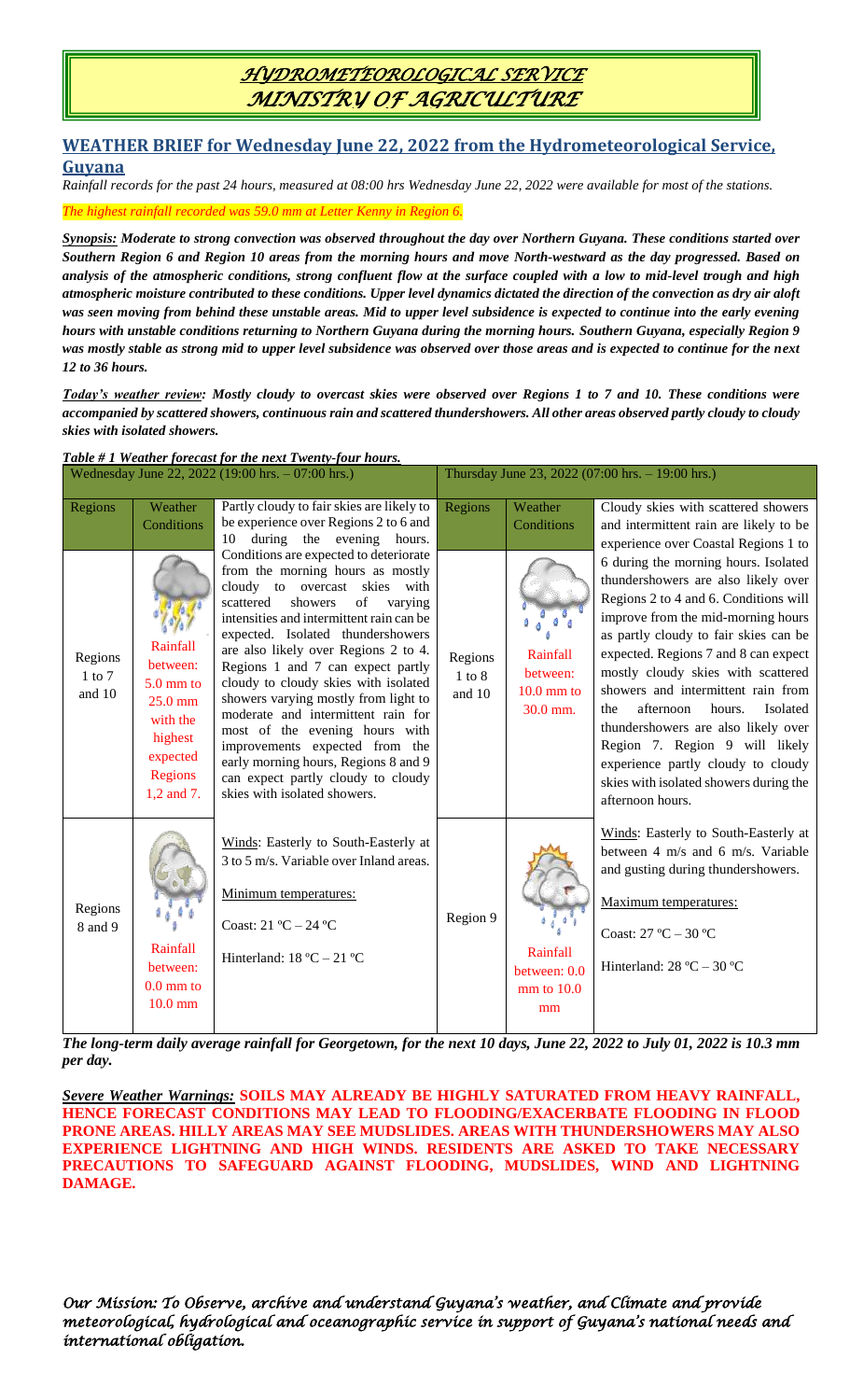# HYDROMETEOROLOGICAL SERVICE
# MINISTRY OF AGRICULTURE

## WEATHER BRIEF for Wednesday June 22, 2022 from the Hydrometeorological Service, Guyana

*Rainfall records for the past 24 hours, measured at 08:00 hrs Wednesday June 22, 2022 were available for most of the stations.*

*The highest rainfall recorded was 59.0 mm at Letter Kenny in Region 6.*

***Synopsis:* Moderate to strong convection was observed throughout the day over Northern Guyana. These conditions started over Southern Region 6 and Region 10 areas from the morning hours and move North-westward as the day progressed. Based on analysis of the atmospheric conditions, strong confluent flow at the surface coupled with a low to mid-level trough and high atmospheric moisture contributed to these conditions. Upper level dynamics dictated the direction of the convection as dry air aloft was seen moving from behind these unstable areas. Mid to upper level subsidence is expected to continue into the early evening hours with unstable conditions returning to Northern Guyana during the morning hours. Southern Guyana, especially Region 9 was mostly stable as strong mid to upper level subsidence was observed over those areas and is expected to continue for the next 12 to 36 hours.**

***Today's weather review:* Mostly cloudy to overcast skies were observed over Regions 1 to 7 and 10. These conditions were accompanied by scattered showers, continuous rain and scattered thundershowers. All other areas observed partly cloudy to cloudy skies with isolated showers.**

***Table # 1 Weather forecast for the next Twenty-four hours.***

| Wednesday June 22, 2022 (19:00 hrs. – 07:00 hrs.) | | | Thursday June 23, 2022 (07:00 hrs. – 19:00 hrs.) | | |
|---|---|---|---|---|---|
| Regions | Weather Conditions | Partly cloudy to fair skies are likely to be experience over Regions 2 to 6 and 10 during the evening hours. Conditions are expected to deteriorate from the morning hours as mostly cloudy to overcast skies with scattered showers of varying intensities and intermittent rain can be expected. Isolated thundershowers are also likely over Regions 2 to 4. Regions 1 and 7 can expect partly cloudy to cloudy skies with isolated showers varying mostly from light to moderate and intermittent rain for most of the evening hours with improvements expected from the early morning hours, Regions 8 and 9 can expect partly cloudy to cloudy skies with isolated showers. | Regions | Weather Conditions | Cloudy skies with scattered showers and intermittent rain are likely to be experience over Coastal Regions 1 to 6 during the morning hours. Isolated thundershowers are also likely over Regions 2 to 4 and 6. Conditions will improve from the mid-morning hours as partly cloudy to fair skies can be expected. Regions 7 and 8 can expect mostly cloudy skies with scattered showers and intermittent rain from the afternoon hours. Isolated thundershowers are also likely over Region 7. Region 9 will likely experience partly cloudy to cloudy skies with isolated showers during the afternoon hours. |
| Regions 1 to 7 and 10 | Rainfall between: 5.0 mm to 25.0 mm with the highest expected Regions 1,2 and 7. | | Regions 1 to 8 and 10 | Rainfall between: 10.0 mm to 30.0 mm. | |
| Regions 8 and 9 | Rainfall between: 0.0 mm to 10.0 mm | Winds: Easterly to South-Easterly at 3 to 5 m/s. Variable over Inland areas.<br><br>Minimum temperatures:<br><br>Coast: 21 ºC – 24 ºC<br><br>Hinterland: 18 ºC – 21 ºC | Region 9 | Rainfall between: 0.0 mm to 10.0 mm | Winds: Easterly to South-Easterly at between 4 m/s and 6 m/s. Variable and gusting during thundershowers.<br><br>Maximum temperatures:<br><br>Coast: 27 ºC – 30 ºC<br><br>Hinterland: 28 ºC – 30 ºC |

***The long-term daily average rainfall for Georgetown, for the next 10 days, June 22, 2022 to July 01, 2022 is 10.3 mm per day.***

***Severe Weather Warnings:* SOILS MAY ALREADY BE HIGHLY SATURATED FROM HEAVY RAINFALL, HENCE FORECAST CONDITIONS MAY LEAD TO FLOODING/EXACERBATE FLOODING IN FLOOD PRONE AREAS. HILLY AREAS MAY SEE MUDSLIDES. AREAS WITH THUNDERSHOWERS MAY ALSO EXPERIENCE LIGHTNING AND HIGH WINDS. RESIDENTS ARE ASKED TO TAKE NECESSARY PRECAUTIONS TO SAFEGUARD AGAINST FLOODING, MUDSLIDES, WIND AND LIGHTNING DAMAGE.**

*Our Mission: To Observe, archive and understand Guyana's weather, and Climate and provide meteorological, hydrological and oceanographic service in support of Guyana's national needs and international obligation.*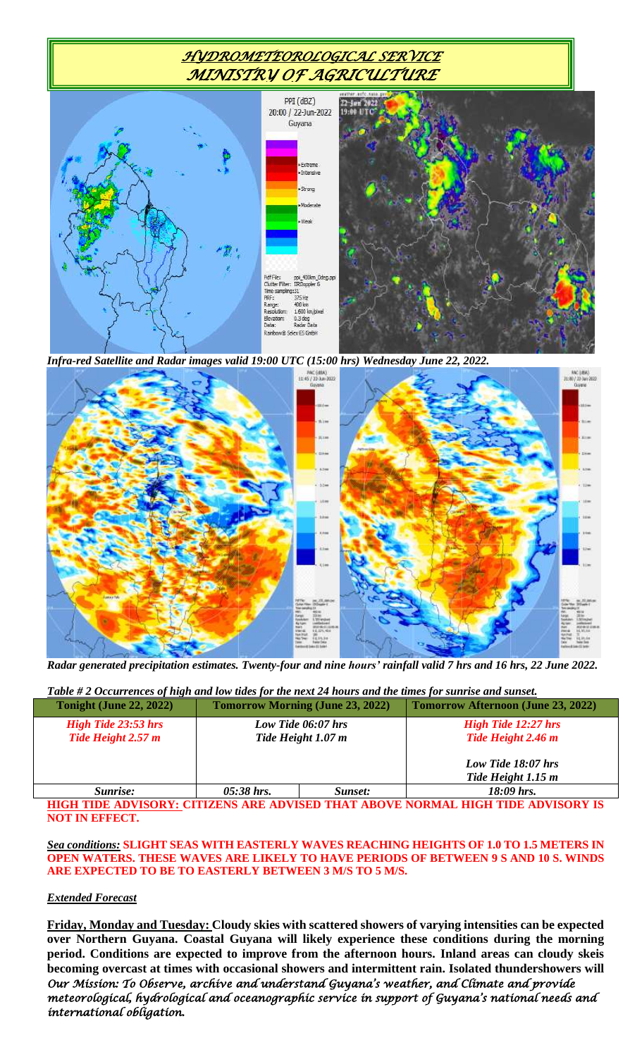# *HYDROMETEOROLOGICAL SERVICE*
# *MINISTRY OF AGRICULTURE*

*Infra-red Satellite and Radar images valid 19:00 UTC (15:00 hrs) Wednesday June 22, 2022.*

*Radar generated precipitation estimates. Twenty-four and nine hours' rainfall valid 7 hrs and 16 hrs, 22 June 2022.*

*Table # 2 Occurrences of high and low tides for the next 24 hours and the times for sunrise and sunset.*

| Tonight (June 22, 2022) | Tomorrow Morning (June 23, 2022) | | Tomorrow Afternoon (June 23, 2022) |
|---|---|---|---|
| *High Tide 23:53 hrs* *Tide Height 2.57 m* | *Low Tide 06:07 hrs* *Tide Height 1.07 m* | | *High Tide 12:27 hrs* *Tide Height 2.46 m* *Low Tide 18:07 hrs* *Tide Height 1.15 m* |
| *Sunrise:* | *05:38 hrs.* | *Sunset:* | *18:09 hrs.* |

**HIGH TIDE ADVISORY: CITIZENS ARE ADVISED THAT ABOVE NORMAL HIGH TIDE ADVISORY IS NOT IN EFFECT.**

***Sea conditions:*** **SLIGHT SEAS WITH EASTERLY WAVES REACHING HEIGHTS OF 1.0 TO 1.5 METERS IN OPEN WATERS. THESE WAVES ARE LIKELY TO HAVE PERIODS OF BETWEEN 9 S AND 10 S. WINDS ARE EXPECTED TO BE TO EASTERLY BETWEEN 3 M/S TO 5 M/S.**

***Extended Forecast***

**Friday, Monday and Tuesday:** **Cloudy skies with scattered showers of varying intensities can be expected over Northern Guyana. Coastal Guyana will likely experience these conditions during the morning period. Conditions are expected to improve from the afternoon hours. Inland areas can cloudy skeis becoming overcast at times with occasional showers and intermittent rain. Isolated thundershowers will**

*Our Mission: To Observe, archive and understand Guyana's weather, and Climate and provide meteorological, hydrological and oceanographic service in support of Guyana's national needs and international obligation.*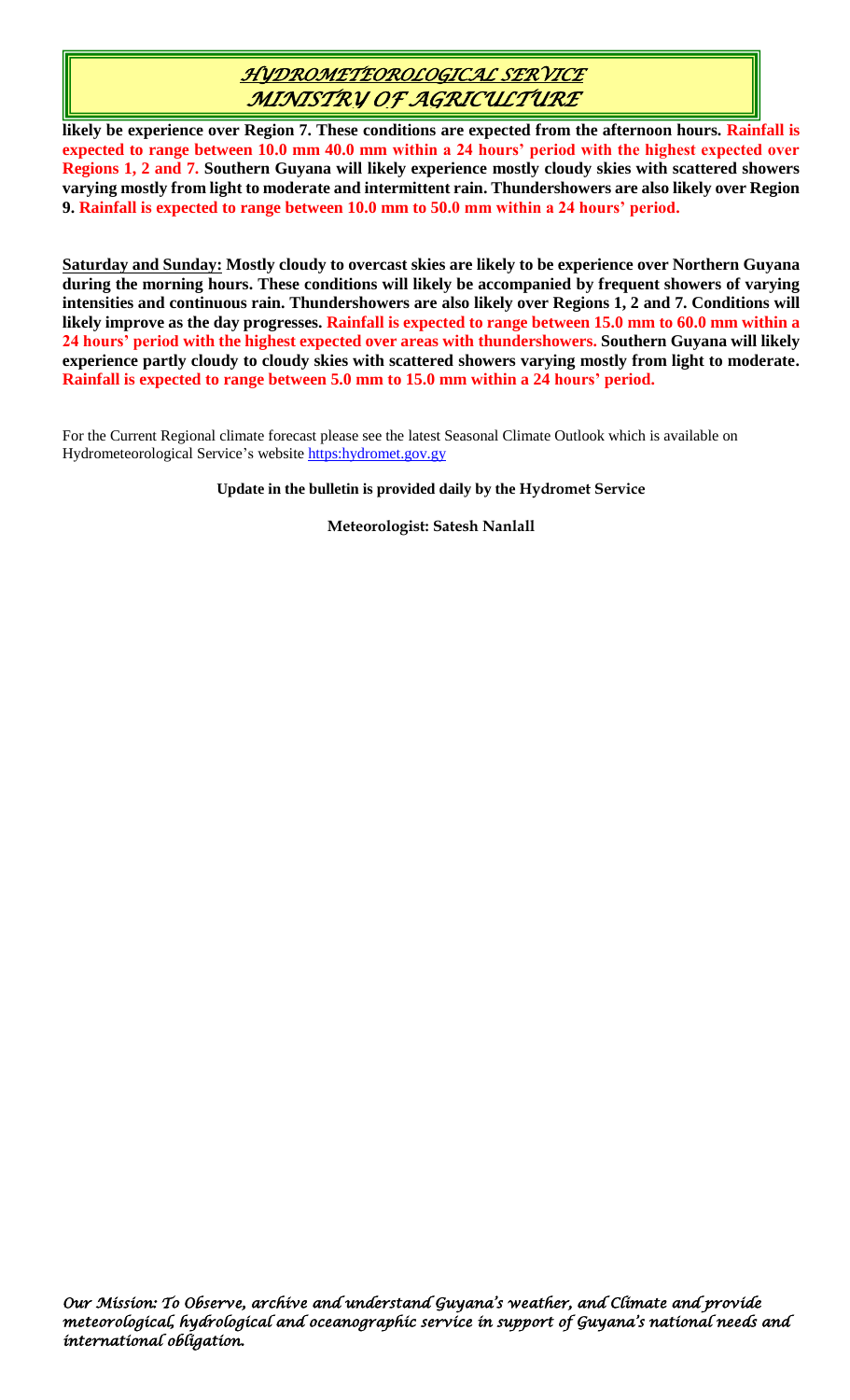**likely be experience over Region 7. These conditions are expected from the afternoon hours. Rainfall is expected to range between 10.0 mm 40.0 mm within a 24 hours' period with the highest expected over Regions 1, 2 and 7. Southern Guyana will likely experience mostly cloudy skies with scattered showers varying mostly from light to moderate and intermittent rain. Thundershowers are also likely over Region 9. Rainfall is expected to range between 10.0 mm to 50.0 mm within a 24 hours' period.**

**<u>Saturday and Sunday:</u> Mostly cloudy to overcast skies are likely to be experience over Northern Guyana during the morning hours. These conditions will likely be accompanied by frequent showers of varying intensities and continuous rain. Thundershowers are also likely over Regions 1, 2 and 7. Conditions will likely improve as the day progresses. Rainfall is expected to range between 15.0 mm to 60.0 mm within a 24 hours' period with the highest expected over areas with thundershowers. Southern Guyana will likely experience partly cloudy to cloudy skies with scattered showers varying mostly from light to moderate. Rainfall is expected to range between 5.0 mm to 15.0 mm within a 24 hours' period.**

For the Current Regional climate forecast please see the latest Seasonal Climate Outlook which is available on Hydrometeorological Service's website https:hydromet.gov.gy

**Update in the bulletin is provided daily by the Hydromet Service**

**Meteorologist: Satesh Nanlall**

*Our Mission: To Observe, archive and understand Guyana's weather, and Climate and provide meteorological, hydrological and oceanographic service in support of Guyana's national needs and international obligation.*